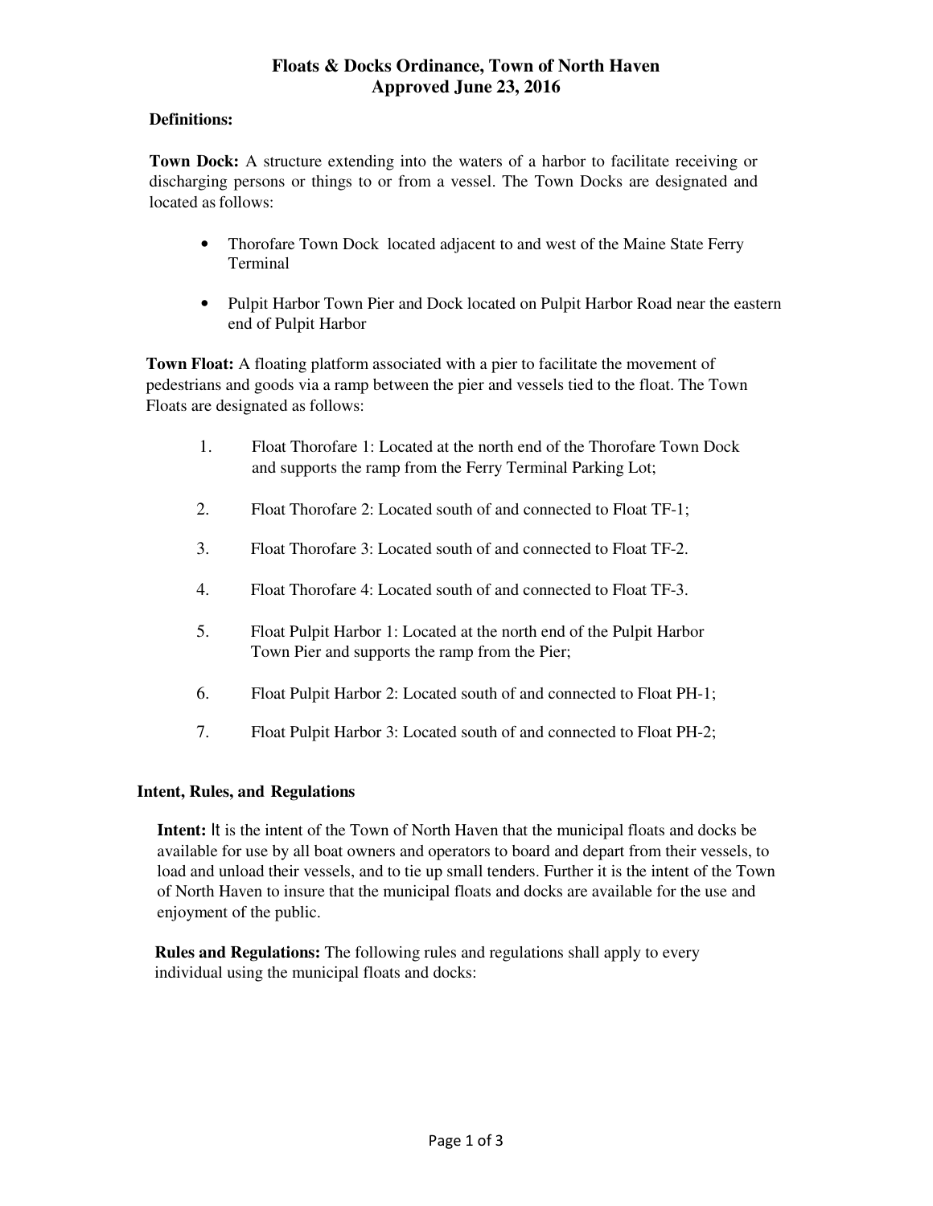# Floats & Docks Ordinance, Town of North Haven
## Approved June 23, 2016

**Definitions:**

**Town Dock:** A structure extending into the waters of a harbor to facilitate receiving or discharging persons or things to or from a vessel. The Town Docks are designated and located as follows:

- Thorofare Town Dock located adjacent to and west of the Maine State Ferry Terminal
- Pulpit Harbor Town Pier and Dock located on Pulpit Harbor Road near the eastern end of Pulpit Harbor

**Town Float:** A floating platform associated with a pier to facilitate the movement of pedestrians and goods via a ramp between the pier and vessels tied to the float. The Town Floats are designated as follows:

1. Float Thorofare 1: Located at the north end of the Thorofare Town Dock and supports the ramp from the Ferry Terminal Parking Lot;
2. Float Thorofare 2: Located south of and connected to Float TF-1;
3. Float Thorofare 3: Located south of and connected to Float TF-2.
4. Float Thorofare 4: Located south of and connected to Float TF-3.
5. Float Pulpit Harbor 1: Located at the north end of the Pulpit Harbor Town Pier and supports the ramp from the Pier;
6. Float Pulpit Harbor 2: Located south of and connected to Float PH-1;
7. Float Pulpit Harbor 3: Located south of and connected to Float PH-2;

**Intent, Rules, and Regulations**

**Intent:** It is the intent of the Town of North Haven that the municipal floats and docks be available for use by all boat owners and operators to board and depart from their vessels, to load and unload their vessels, and to tie up small tenders. Further it is the intent of the Town of North Haven to insure that the municipal floats and docks are available for the use and enjoyment of the public.

**Rules and Regulations:** The following rules and regulations shall apply to every individual using the municipal floats and docks: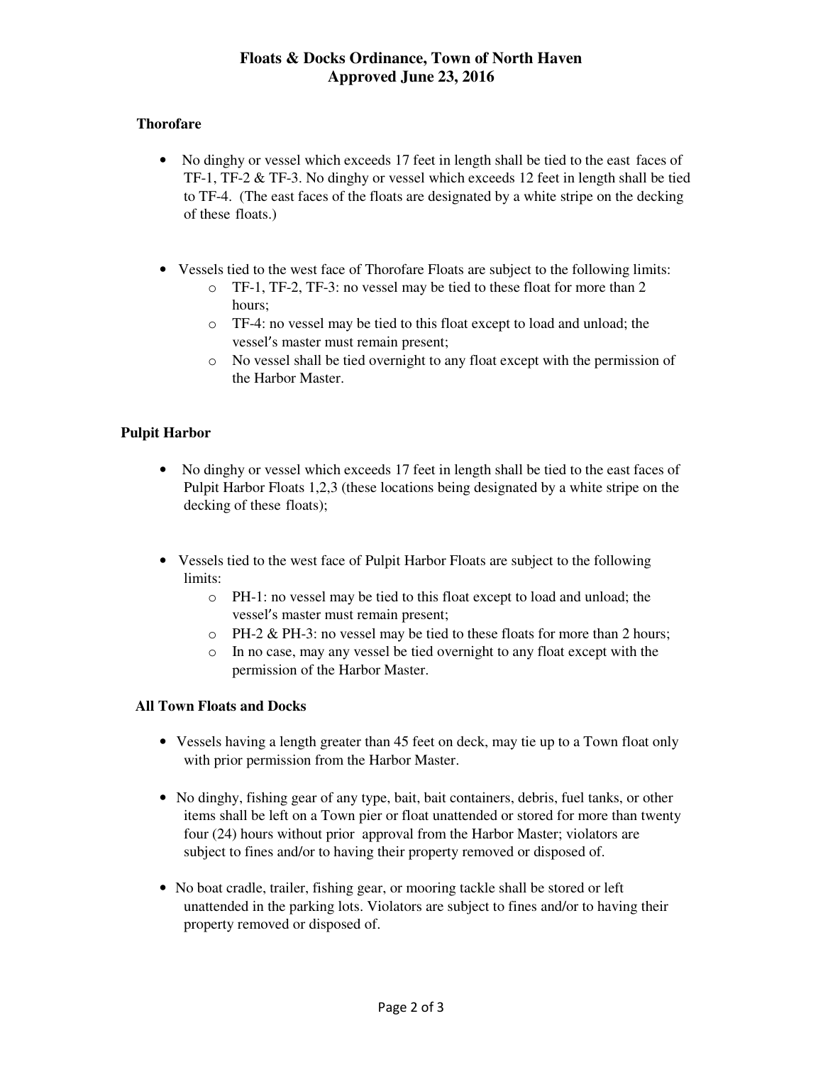**Floats & Docks Ordinance, Town of North Haven**
**Approved June 23, 2016**

### Thorofare

- No dinghy or vessel which exceeds 17 feet in length shall be tied to the east faces of TF-1, TF-2 & TF-3. No dinghy or vessel which exceeds 12 feet in length shall be tied to TF-4. (The east faces of the floats are designated by a white stripe on the decking of these floats.)

- Vessels tied to the west face of Thorofare Floats are subject to the following limits:
  - TF-1, TF-2, TF-3: no vessel may be tied to these float for more than 2 hours;
  - TF-4: no vessel may be tied to this float except to load and unload; the vessel's master must remain present;
  - No vessel shall be tied overnight to any float except with the permission of the Harbor Master.

### Pulpit Harbor

- No dinghy or vessel which exceeds 17 feet in length shall be tied to the east faces of Pulpit Harbor Floats 1,2,3 (these locations being designated by a white stripe on the decking of these floats);

- Vessels tied to the west face of Pulpit Harbor Floats are subject to the following limits:
  - PH-1: no vessel may be tied to this float except to load and unload; the vessel's master must remain present;
  - PH-2 & PH-3: no vessel may be tied to these floats for more than 2 hours;
  - In no case, may any vessel be tied overnight to any float except with the permission of the Harbor Master.

### All Town Floats and Docks

- Vessels having a length greater than 45 feet on deck, may tie up to a Town float only with prior permission from the Harbor Master.

- No dinghy, fishing gear of any type, bait, bait containers, debris, fuel tanks, or other items shall be left on a Town pier or float unattended or stored for more than twenty four (24) hours without prior approval from the Harbor Master; violators are subject to fines and/or to having their property removed or disposed of.

- No boat cradle, trailer, fishing gear, or mooring tackle shall be stored or left unattended in the parking lots. Violators are subject to fines and/or to having their property removed or disposed of.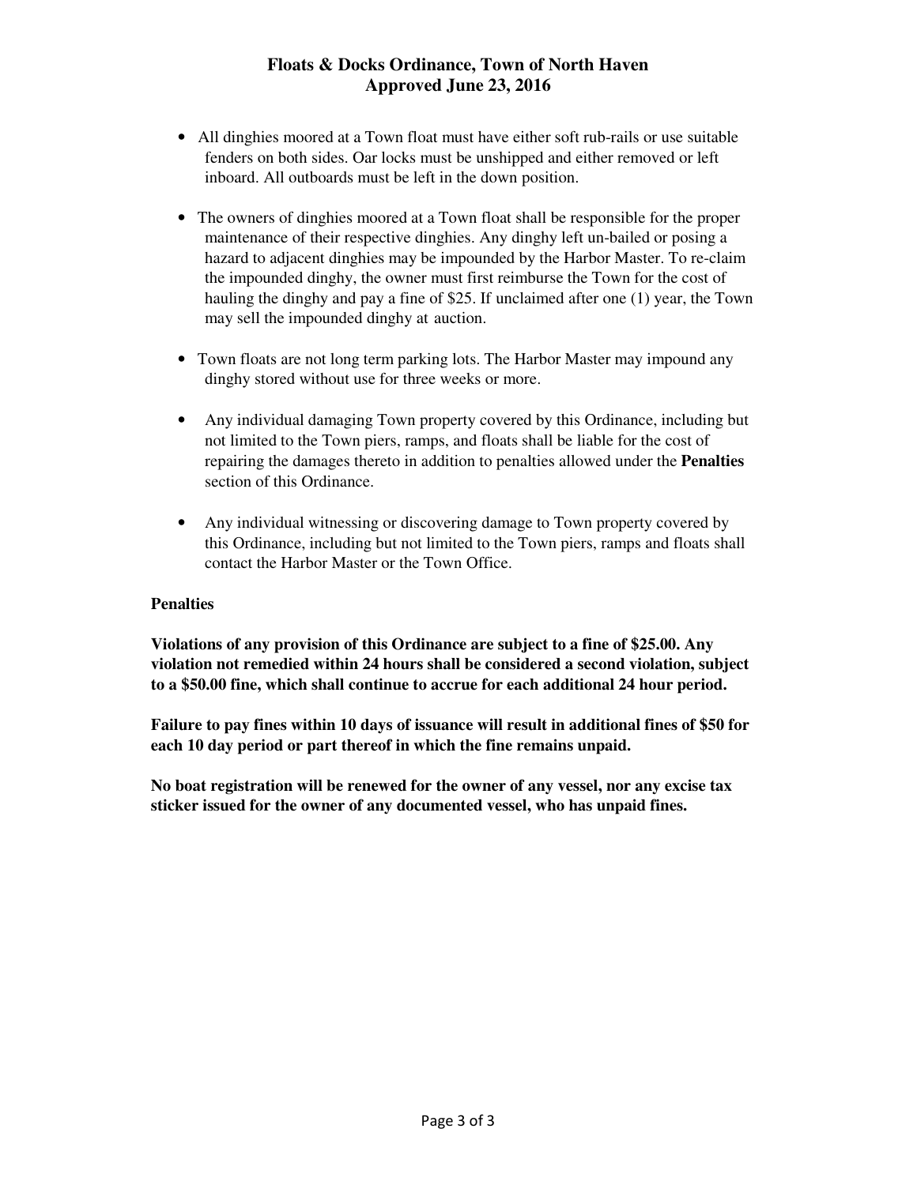- All dinghies moored at a Town float must have either soft rub-rails or use suitable fenders on both sides. Oar locks must be unshipped and either removed or left inboard. All outboards must be left in the down position.

- The owners of dinghies moored at a Town float shall be responsible for the proper maintenance of their respective dinghies. Any dinghy left un-bailed or posing a hazard to adjacent dinghies may be impounded by the Harbor Master. To re-claim the impounded dinghy, the owner must first reimburse the Town for the cost of hauling the dinghy and pay a fine of $25. If unclaimed after one (1) year, the Town may sell the impounded dinghy at auction.

- Town floats are not long term parking lots. The Harbor Master may impound any dinghy stored without use for three weeks or more.

- Any individual damaging Town property covered by this Ordinance, including but not limited to the Town piers, ramps, and floats shall be liable for the cost of repairing the damages thereto in addition to penalties allowed under the **Penalties** section of this Ordinance.

- Any individual witnessing or discovering damage to Town property covered by this Ordinance, including but not limited to the Town piers, ramps and floats shall contact the Harbor Master or the Town Office.

### Penalties

**Violations of any provision of this Ordinance are subject to a fine of $25.00. Any violation not remedied within 24 hours shall be considered a second violation, subject to a $50.00 fine, which shall continue to accrue for each additional 24 hour period.**

**Failure to pay fines within 10 days of issuance will result in additional fines of $50 for each 10 day period or part thereof in which the fine remains unpaid.**

**No boat registration will be renewed for the owner of any vessel, nor any excise tax sticker issued for the owner of any documented vessel, who has unpaid fines.**